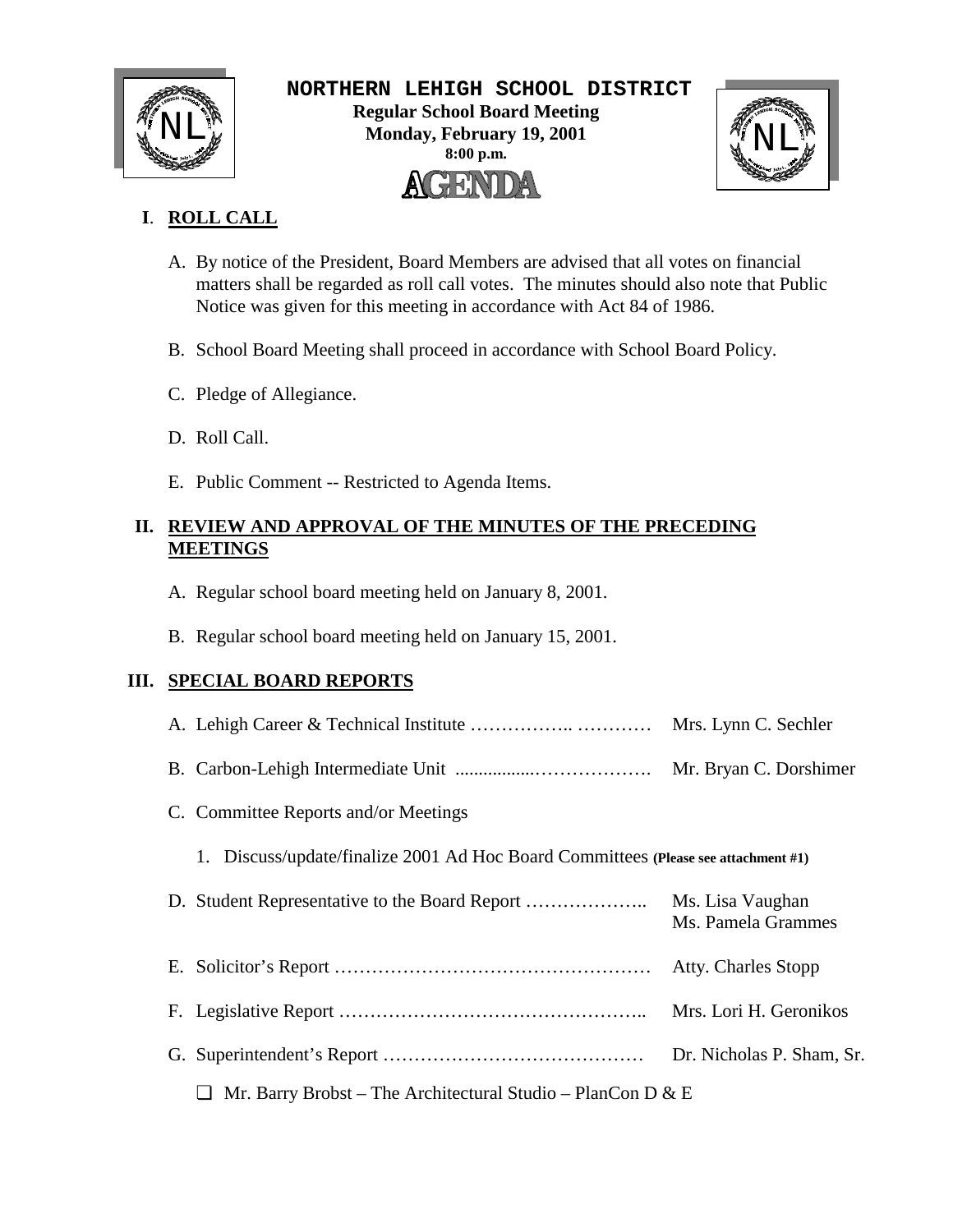# NORTHERN LEHIGH SCHOOL DISTRICT

**Regular School Board Meeting**
**Monday, February 19, 2001**
**8:00 p.m.**

# AGENDA

## I. ROLL CALL

A. By notice of the President, Board Members are advised that all votes on financial matters shall be regarded as roll call votes. The minutes should also note that Public Notice was given for this meeting in accordance with Act 84 of 1986.

B. School Board Meeting shall proceed in accordance with School Board Policy.

C. Pledge of Allegiance.

D. Roll Call.

E. Public Comment -- Restricted to Agenda Items.

## II. REVIEW AND APPROVAL OF THE MINUTES OF THE PRECEDING MEETINGS

A. Regular school board meeting held on January 8, 2001.

B. Regular school board meeting held on January 15, 2001.

## III. SPECIAL BOARD REPORTS

A. Lehigh Career & Technical Institute …………….. ………… Mrs. Lynn C. Sechler

B. Carbon-Lehigh Intermediate Unit ................………………. Mr. Bryan C. Dorshimer

C. Committee Reports and/or Meetings

1. Discuss/update/finalize 2001 Ad Hoc Board Committees **(Please see attachment #1)**

D. Student Representative to the Board Report ……………….. Ms. Lisa Vaughan, Ms. Pamela Grammes

E. Solicitor's Report …………………………………………… Atty. Charles Stopp

F. Legislative Report ………………………………………….. Mrs. Lori H. Geronikos

G. Superintendent's Report …………………………………… Dr. Nicholas P. Sham, Sr.

- ❑ Mr. Barry Brobst – The Architectural Studio – PlanCon D & E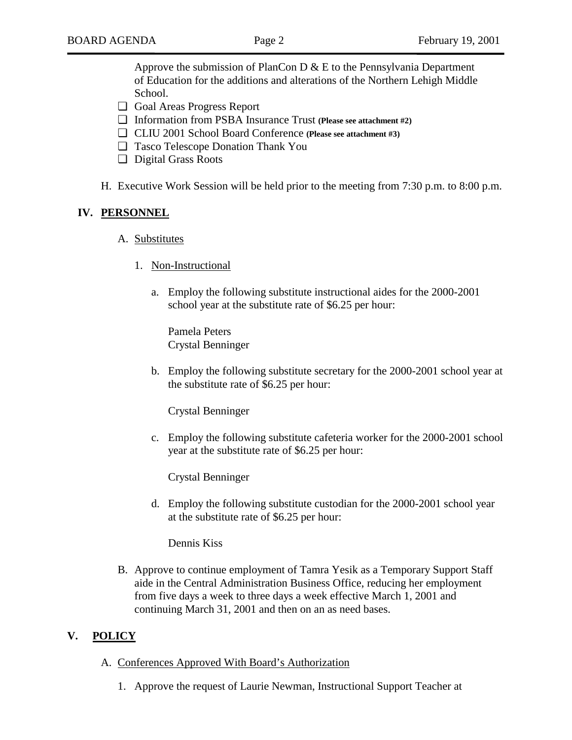Approve the submission of PlanCon D & E to the Pennsylvania Department of Education for the additions and alterations of the Northern Lehigh Middle School.

- ❑ Goal Areas Progress Report
- ❑ Information from PSBA Insurance Trust **(Please see attachment #2)**
- ❑ CLIU 2001 School Board Conference **(Please see attachment #3)**
- ❑ Tasco Telescope Donation Thank You
- ❑ Digital Grass Roots

H. Executive Work Session will be held prior to the meeting from 7:30 p.m. to 8:00 p.m.

## IV. PERSONNEL

A. Substitutes

1. Non-Instructional

a. Employ the following substitute instructional aides for the 2000-2001 school year at the substitute rate of $6.25 per hour:

Pamela Peters
Crystal Benninger

b. Employ the following substitute secretary for the 2000-2001 school year at the substitute rate of $6.25 per hour:

Crystal Benninger

c. Employ the following substitute cafeteria worker for the 2000-2001 school year at the substitute rate of $6.25 per hour:

Crystal Benninger

d. Employ the following substitute custodian for the 2000-2001 school year at the substitute rate of $6.25 per hour:

Dennis Kiss

B. Approve to continue employment of Tamra Yesik as a Temporary Support Staff aide in the Central Administration Business Office, reducing her employment from five days a week to three days a week effective March 1, 2001 and continuing March 31, 2001 and then on an as need bases.

## V. POLICY

A. Conferences Approved With Board's Authorization

1. Approve the request of Laurie Newman, Instructional Support Teacher at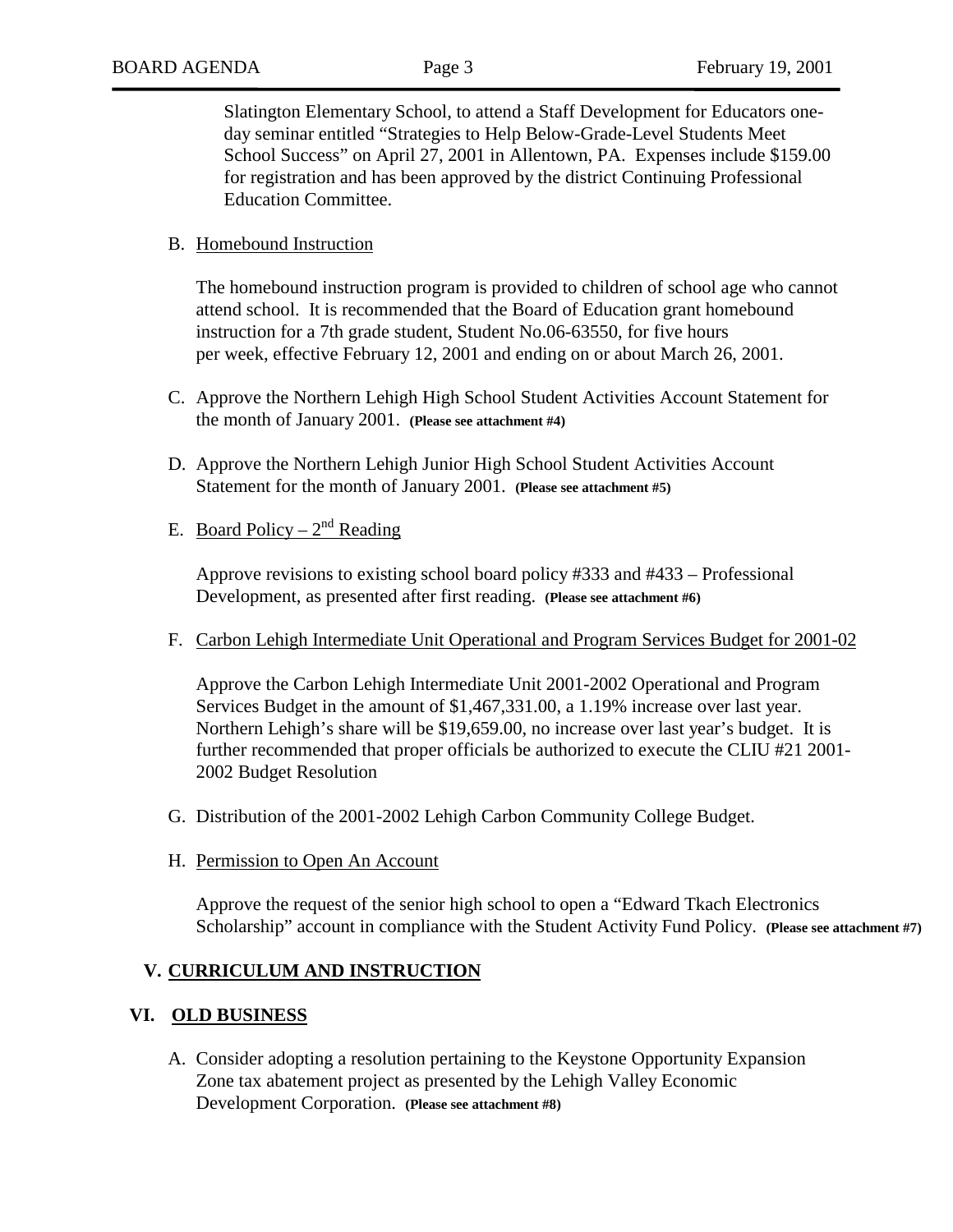Slatington Elementary School, to attend a Staff Development for Educators one-day seminar entitled "Strategies to Help Below-Grade-Level Students Meet School Success" on April 27, 2001 in Allentown, PA. Expenses include $159.00 for registration and has been approved by the district Continuing Professional Education Committee.

B. Homebound Instruction

The homebound instruction program is provided to children of school age who cannot attend school. It is recommended that the Board of Education grant homebound instruction for a 7th grade student, Student No.06-63550, for five hours per week, effective February 12, 2001 and ending on or about March 26, 2001.

C. Approve the Northern Lehigh High School Student Activities Account Statement for the month of January 2001. **(Please see attachment #4)**

D. Approve the Northern Lehigh Junior High School Student Activities Account Statement for the month of January 2001. **(Please see attachment #5)**

E. Board Policy – 2nd Reading

Approve revisions to existing school board policy #333 and #433 – Professional Development, as presented after first reading. **(Please see attachment #6)**

F. Carbon Lehigh Intermediate Unit Operational and Program Services Budget for 2001-02

Approve the Carbon Lehigh Intermediate Unit 2001-2002 Operational and Program Services Budget in the amount of $1,467,331.00, a 1.19% increase over last year. Northern Lehigh's share will be $19,659.00, no increase over last year's budget. It is further recommended that proper officials be authorized to execute the CLIU #21 2001-2002 Budget Resolution

G. Distribution of the 2001-2002 Lehigh Carbon Community College Budget.

H. Permission to Open An Account

Approve the request of the senior high school to open a "Edward Tkach Electronics Scholarship" account in compliance with the Student Activity Fund Policy. **(Please see attachment #7)**

## V. CURRICULUM AND INSTRUCTION

## VI. OLD BUSINESS

A. Consider adopting a resolution pertaining to the Keystone Opportunity Expansion Zone tax abatement project as presented by the Lehigh Valley Economic Development Corporation. **(Please see attachment #8)**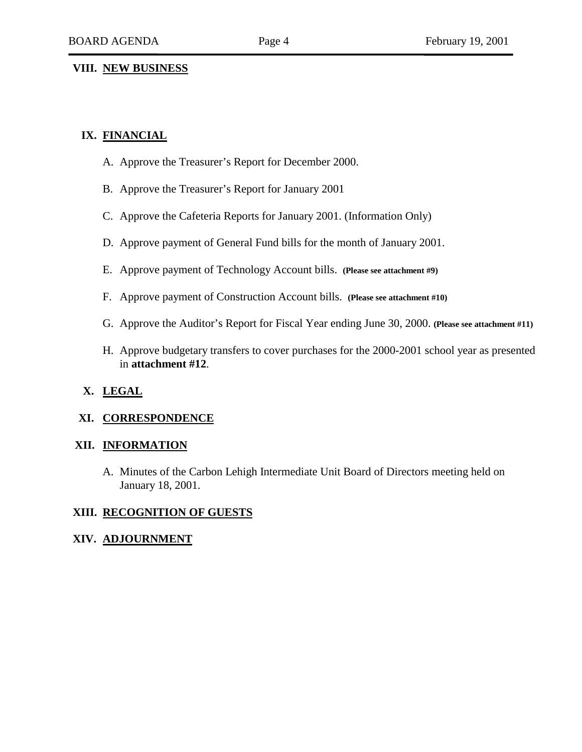## VIII. NEW BUSINESS

## IX. FINANCIAL

A. Approve the Treasurer's Report for December 2000.

B. Approve the Treasurer's Report for January 2001

C. Approve the Cafeteria Reports for January 2001. (Information Only)

D. Approve payment of General Fund bills for the month of January 2001.

E. Approve payment of Technology Account bills. **(Please see attachment #9)**

F. Approve payment of Construction Account bills. **(Please see attachment #10)**

G. Approve the Auditor's Report for Fiscal Year ending June 30, 2000. **(Please see attachment #11)**

H. Approve budgetary transfers to cover purchases for the 2000-2001 school year as presented in **attachment #12**.

## X. LEGAL

## XI. CORRESPONDENCE

## XII. INFORMATION

A. Minutes of the Carbon Lehigh Intermediate Unit Board of Directors meeting held on January 18, 2001.

## XIII. RECOGNITION OF GUESTS

## XIV. ADJOURNMENT